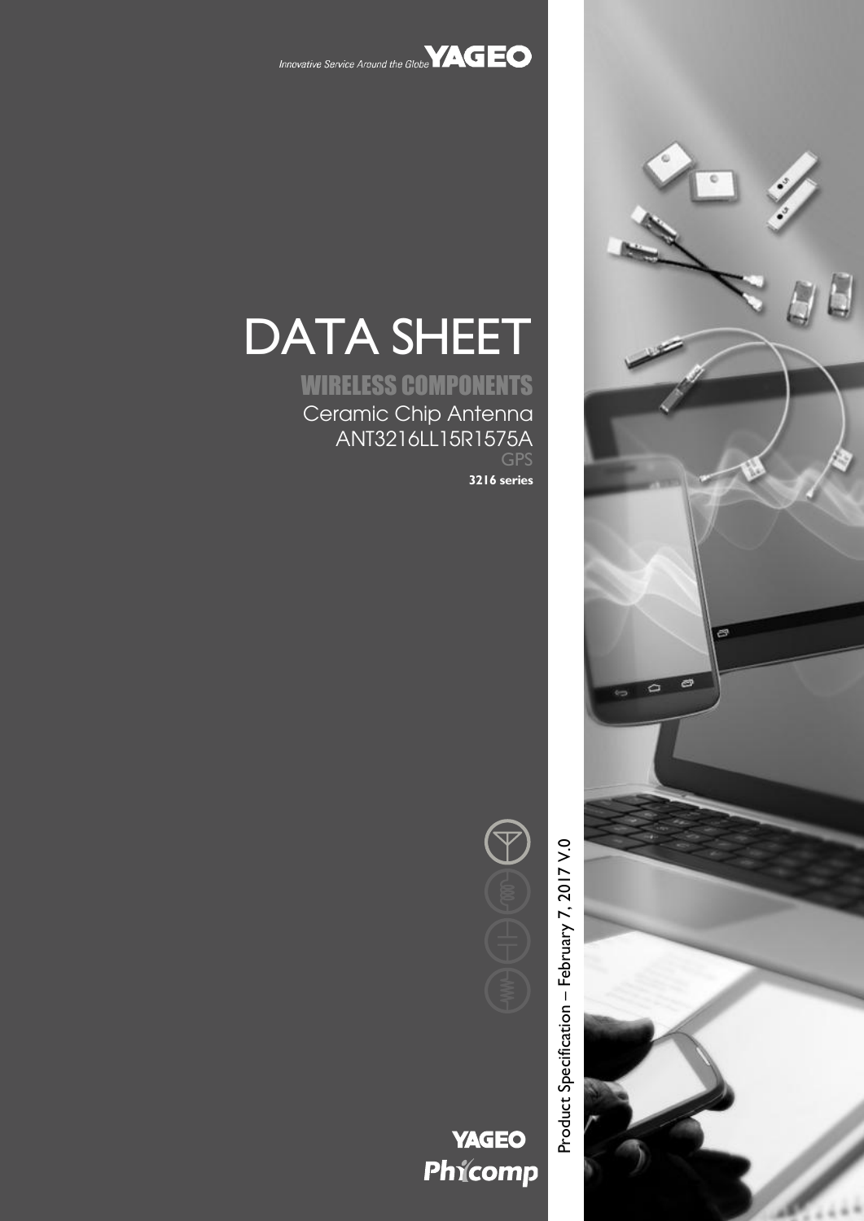Innovative Service Around the Globe YAGEO

# DATA SHEET

## WIRELESS COMPONENTS

Ceramic Chip Antenna

ANT3216LL15R1575A

GPS

**3216 series**

Product Specification – February 7, 2017 V.0

YAGEO

Phycomp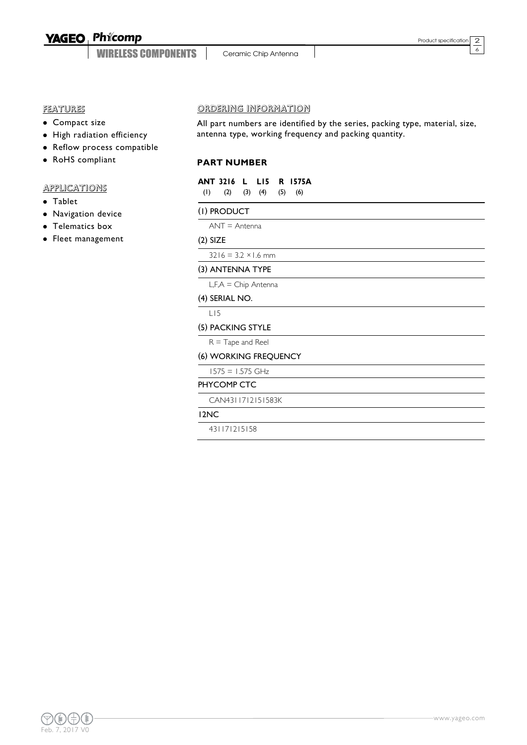## FEATURES

- Compact size
- High radiation efficiency
- Reflow process compatible
- RoHS compliant

## APPLICATIONS

- Tablet
- Navigation device
- Telematics box
- Fleet management

## ORDERING INFORMATION

All part numbers are identified by the series, packing type, material, size, antenna type, working frequency and packing quantity.

### PART NUMBER

**ANT 3216 L L15 R 1575A**
(1) (2) (3) (4) (5) (6)

**(1) PRODUCT**

ANT = Antenna

**(2) SIZE**

3216 = 3.2 ×1.6 mm

**(3) ANTENNA TYPE**

L,F,A = Chip Antenna

**(4) SERIAL NO.**

L15

**(5) PACKING STYLE**

R = Tape and Reel

**(6) WORKING FREQUENCY**

1575 = 1.575 GHz

**PHYCOMP CTC**

CAN431171215158 3K

**12NC**

431171215158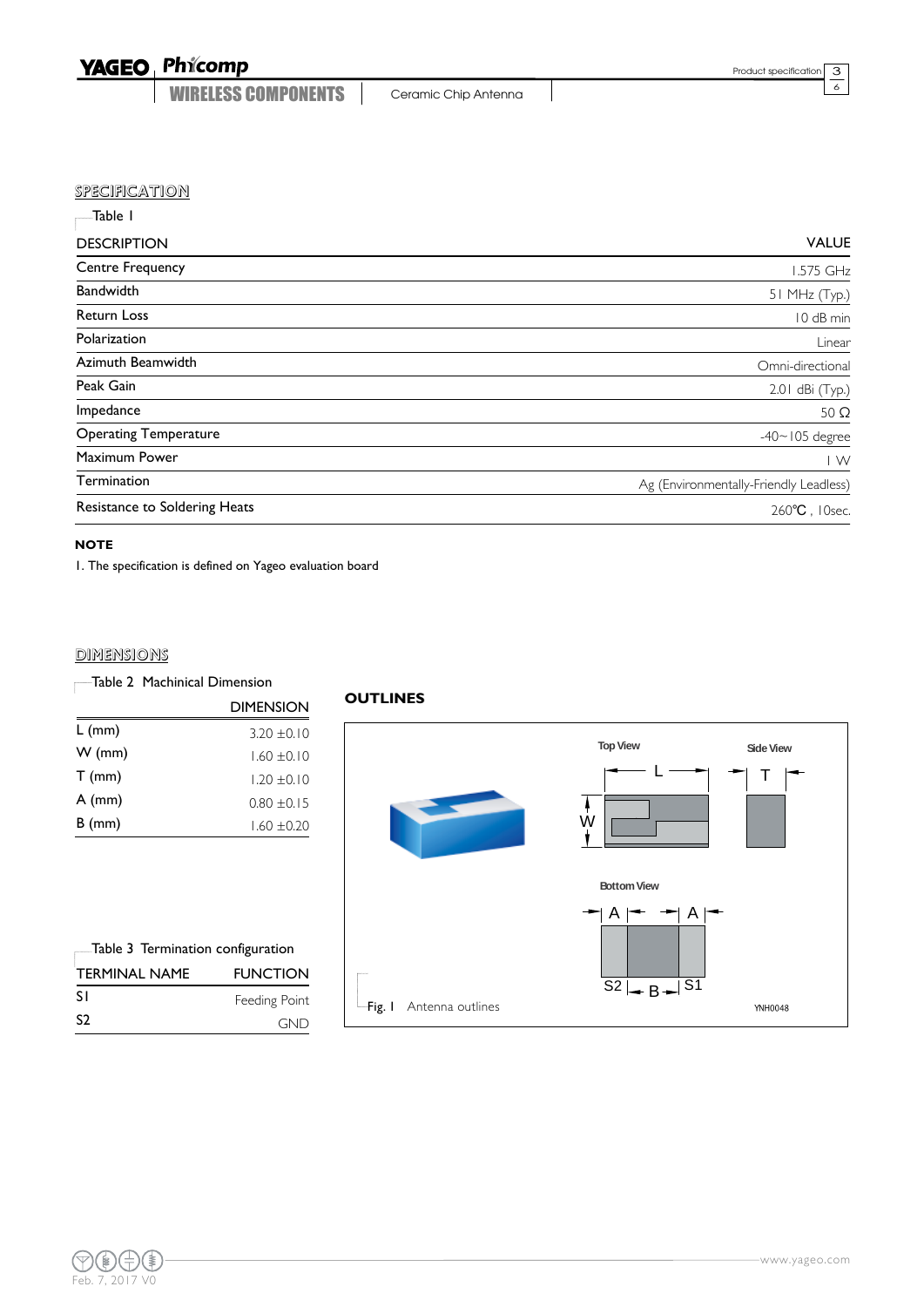## SPECIFICATION

Table 1

| DESCRIPTION | VALUE |
|---|---|
| Centre Frequency | 1.575 GHz |
| Bandwidth | 51 MHz (Typ.) |
| Return Loss | 10 dB min |
| Polarization | Linear |
| Azimuth Beamwidth | Omni-directional |
| Peak Gain | 2.01 dBi (Typ.) |
| Impedance | 50 Ω |
| Operating Temperature | -40~105 degree |
| Maximum Power | 1 W |
| Termination | Ag (Environmentally-Friendly Leadless) |
| Resistance to Soldering Heats | 260℃ , 10sec. |

**NOTE**

1. The specification is defined on Yageo evaluation board

## DIMENSIONS

Table 2 Machinical Dimension

| | DIMENSION |
|---|---|
| L (mm) | 3.20 ±0.10 |
| W (mm) | 1.60 ±0.10 |
| T (mm) | 1.20 ±0.10 |
| A (mm) | 0.80 ±0.15 |
| B (mm) | 1.60 ±0.20 |

Table 3 Termination configuration

| TERMINAL NAME | FUNCTION |
|---|---|
| S1 | Feeding Point |
| S2 | GND |

**OUTLINES**

Top View — L, W

Side View — T

Bottom View — A, A, S2, B, S1

YNH0048

Fig. 1 Antenna outlines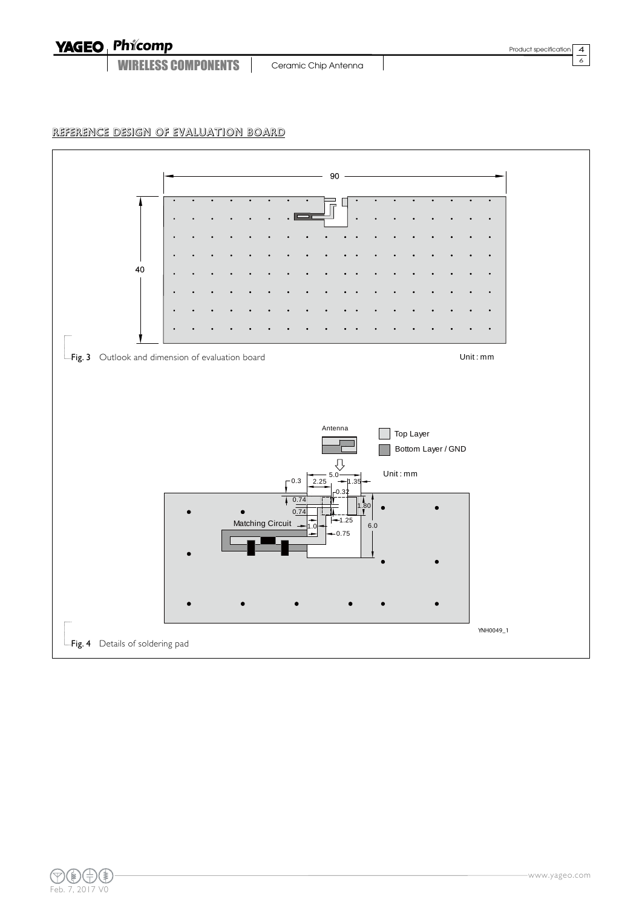## REFERENCE DESIGN OF EVALUATION BOARD

Fig. 3 Outlook and dimension of evaluation board

Unit : mm

Fig. 4 Details of soldering pad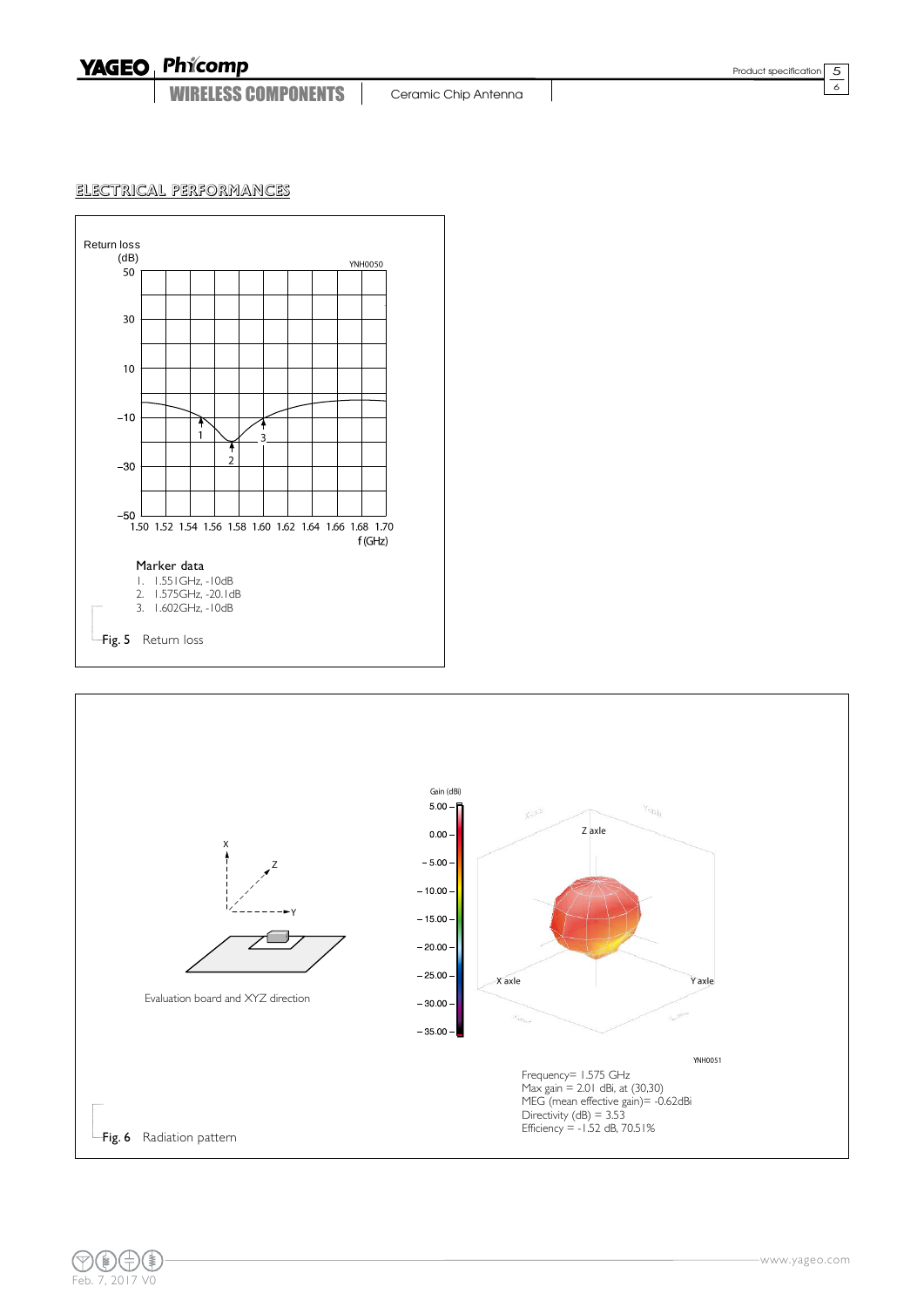## ELECTRICAL PERFORMANCES

Marker data

1. 1.551GHz, -10dB
2. 1.575GHz, -20.1dB
3. 1.602GHz, -10dB

Fig. 5 Return loss

Evaluation board and XYZ direction

Frequency= 1.575 GHz
Max gain = 2.01 dBi, at (30,30)
MEG (mean effective gain)= -0.62dBi
Directivity (dB) = 3.53
Efficiency = -1.52 dB, 70.51%

Fig. 6 Radiation pattern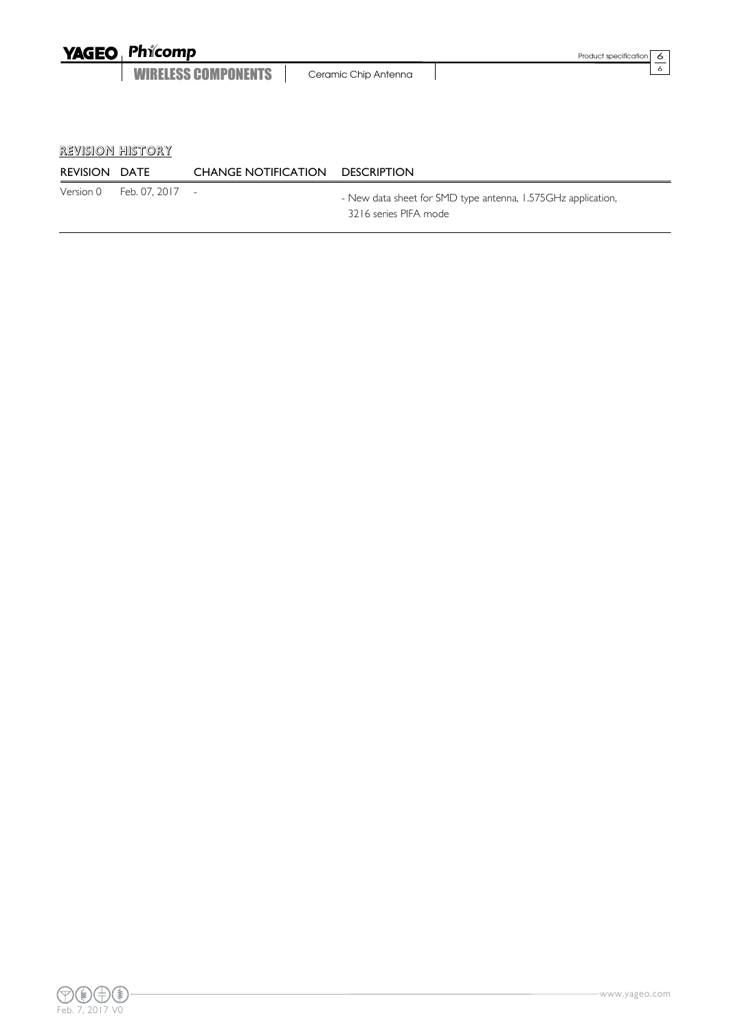## REVISION HISTORY

| REVISION | DATE | CHANGE NOTIFICATION | DESCRIPTION |
|---|---|---|---|
| Version 0 | Feb. 07, 2017 | - | - New data sheet for SMD type antenna, 1.575GHz application, 3216 series PIFA mode |